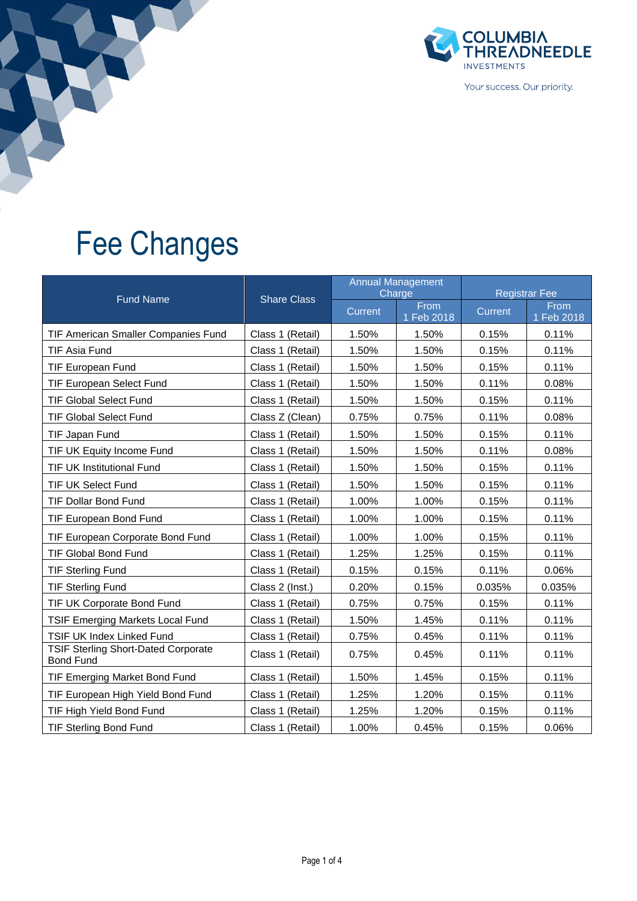# Fee Changes

| Fund Name | Share Class | Annual Management Charge | | Registrar Fee | |
|---|---|---|---|---|---|
| | | Current | From 1 Feb 2018 | Current | From 1 Feb 2018 |
| TIF American Smaller Companies Fund | Class 1 (Retail) | 1.50% | 1.50% | 0.15% | 0.11% |
| TIF Asia Fund | Class 1 (Retail) | 1.50% | 1.50% | 0.15% | 0.11% |
| TIF European Fund | Class 1 (Retail) | 1.50% | 1.50% | 0.15% | 0.11% |
| TIF European Select Fund | Class 1 (Retail) | 1.50% | 1.50% | 0.11% | 0.08% |
| TIF Global Select Fund | Class 1 (Retail) | 1.50% | 1.50% | 0.15% | 0.11% |
| TIF Global Select Fund | Class Z (Clean) | 0.75% | 0.75% | 0.11% | 0.08% |
| TIF Japan Fund | Class 1 (Retail) | 1.50% | 1.50% | 0.15% | 0.11% |
| TIF UK Equity Income Fund | Class 1 (Retail) | 1.50% | 1.50% | 0.11% | 0.08% |
| TIF UK Institutional Fund | Class 1 (Retail) | 1.50% | 1.50% | 0.15% | 0.11% |
| TIF UK Select Fund | Class 1 (Retail) | 1.50% | 1.50% | 0.15% | 0.11% |
| TIF Dollar Bond Fund | Class 1 (Retail) | 1.00% | 1.00% | 0.15% | 0.11% |
| TIF European Bond Fund | Class 1 (Retail) | 1.00% | 1.00% | 0.15% | 0.11% |
| TIF European Corporate Bond Fund | Class 1 (Retail) | 1.00% | 1.00% | 0.15% | 0.11% |
| TIF Global Bond Fund | Class 1 (Retail) | 1.25% | 1.25% | 0.15% | 0.11% |
| TIF Sterling Fund | Class 1 (Retail) | 0.15% | 0.15% | 0.11% | 0.06% |
| TIF Sterling Fund | Class 2 (Inst.) | 0.20% | 0.15% | 0.035% | 0.035% |
| TIF UK Corporate Bond Fund | Class 1 (Retail) | 0.75% | 0.75% | 0.15% | 0.11% |
| TSIF Emerging Markets Local Fund | Class 1 (Retail) | 1.50% | 1.45% | 0.11% | 0.11% |
| TSIF UK Index Linked Fund | Class 1 (Retail) | 0.75% | 0.45% | 0.11% | 0.11% |
| TSIF Sterling Short-Dated Corporate Bond Fund | Class 1 (Retail) | 0.75% | 0.45% | 0.11% | 0.11% |
| TIF Emerging Market Bond Fund | Class 1 (Retail) | 1.50% | 1.45% | 0.15% | 0.11% |
| TIF European High Yield Bond Fund | Class 1 (Retail) | 1.25% | 1.20% | 0.15% | 0.11% |
| TIF High Yield Bond Fund | Class 1 (Retail) | 1.25% | 1.20% | 0.15% | 0.11% |
| TIF Sterling Bond Fund | Class 1 (Retail) | 1.00% | 0.45% | 0.15% | 0.06% |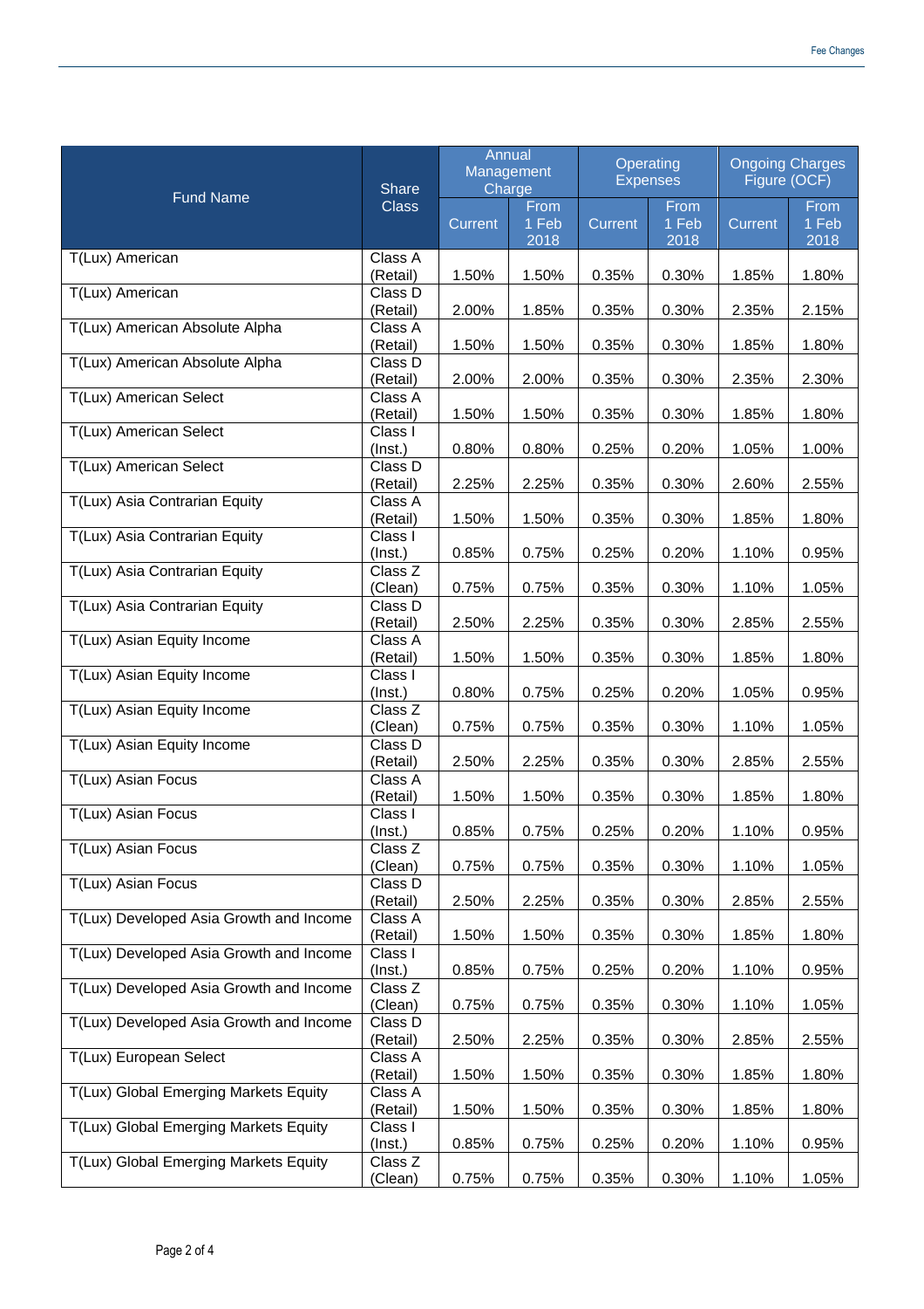| Fund Name | Share Class | Annual Management Charge | | Operating Expenses | | Ongoing Charges Figure (OCF) | |
|---|---|---|---|---|---|---|---|
| | | Current | From 1 Feb 2018 | Current | From 1 Feb 2018 | Current | From 1 Feb 2018 |
| T(Lux) American | Class A (Retail) | 1.50% | 1.50% | 0.35% | 0.30% | 1.85% | 1.80% |
| T(Lux) American | Class D (Retail) | 2.00% | 1.85% | 0.35% | 0.30% | 2.35% | 2.15% |
| T(Lux) American Absolute Alpha | Class A (Retail) | 1.50% | 1.50% | 0.35% | 0.30% | 1.85% | 1.80% |
| T(Lux) American Absolute Alpha | Class D (Retail) | 2.00% | 2.00% | 0.35% | 0.30% | 2.35% | 2.30% |
| T(Lux) American Select | Class A (Retail) | 1.50% | 1.50% | 0.35% | 0.30% | 1.85% | 1.80% |
| T(Lux) American Select | Class I (Inst.) | 0.80% | 0.80% | 0.25% | 0.20% | 1.05% | 1.00% |
| T(Lux) American Select | Class D (Retail) | 2.25% | 2.25% | 0.35% | 0.30% | 2.60% | 2.55% |
| T(Lux) Asia Contrarian Equity | Class A (Retail) | 1.50% | 1.50% | 0.35% | 0.30% | 1.85% | 1.80% |
| T(Lux) Asia Contrarian Equity | Class I (Inst.) | 0.85% | 0.75% | 0.25% | 0.20% | 1.10% | 0.95% |
| T(Lux) Asia Contrarian Equity | Class Z (Clean) | 0.75% | 0.75% | 0.35% | 0.30% | 1.10% | 1.05% |
| T(Lux) Asia Contrarian Equity | Class D (Retail) | 2.50% | 2.25% | 0.35% | 0.30% | 2.85% | 2.55% |
| T(Lux) Asian Equity Income | Class A (Retail) | 1.50% | 1.50% | 0.35% | 0.30% | 1.85% | 1.80% |
| T(Lux) Asian Equity Income | Class I (Inst.) | 0.80% | 0.75% | 0.25% | 0.20% | 1.05% | 0.95% |
| T(Lux) Asian Equity Income | Class Z (Clean) | 0.75% | 0.75% | 0.35% | 0.30% | 1.10% | 1.05% |
| T(Lux) Asian Equity Income | Class D (Retail) | 2.50% | 2.25% | 0.35% | 0.30% | 2.85% | 2.55% |
| T(Lux) Asian Focus | Class A (Retail) | 1.50% | 1.50% | 0.35% | 0.30% | 1.85% | 1.80% |
| T(Lux) Asian Focus | Class I (Inst.) | 0.85% | 0.75% | 0.25% | 0.20% | 1.10% | 0.95% |
| T(Lux) Asian Focus | Class Z (Clean) | 0.75% | 0.75% | 0.35% | 0.30% | 1.10% | 1.05% |
| T(Lux) Asian Focus | Class D (Retail) | 2.50% | 2.25% | 0.35% | 0.30% | 2.85% | 2.55% |
| T(Lux) Developed Asia Growth and Income | Class A (Retail) | 1.50% | 1.50% | 0.35% | 0.30% | 1.85% | 1.80% |
| T(Lux) Developed Asia Growth and Income | Class I (Inst.) | 0.85% | 0.75% | 0.25% | 0.20% | 1.10% | 0.95% |
| T(Lux) Developed Asia Growth and Income | Class Z (Clean) | 0.75% | 0.75% | 0.35% | 0.30% | 1.10% | 1.05% |
| T(Lux) Developed Asia Growth and Income | Class D (Retail) | 2.50% | 2.25% | 0.35% | 0.30% | 2.85% | 2.55% |
| T(Lux) European Select | Class A (Retail) | 1.50% | 1.50% | 0.35% | 0.30% | 1.85% | 1.80% |
| T(Lux) Global Emerging Markets Equity | Class A (Retail) | 1.50% | 1.50% | 0.35% | 0.30% | 1.85% | 1.80% |
| T(Lux) Global Emerging Markets Equity | Class I (Inst.) | 0.85% | 0.75% | 0.25% | 0.20% | 1.10% | 0.95% |
| T(Lux) Global Emerging Markets Equity | Class Z (Clean) | 0.75% | 0.75% | 0.35% | 0.30% | 1.10% | 1.05% |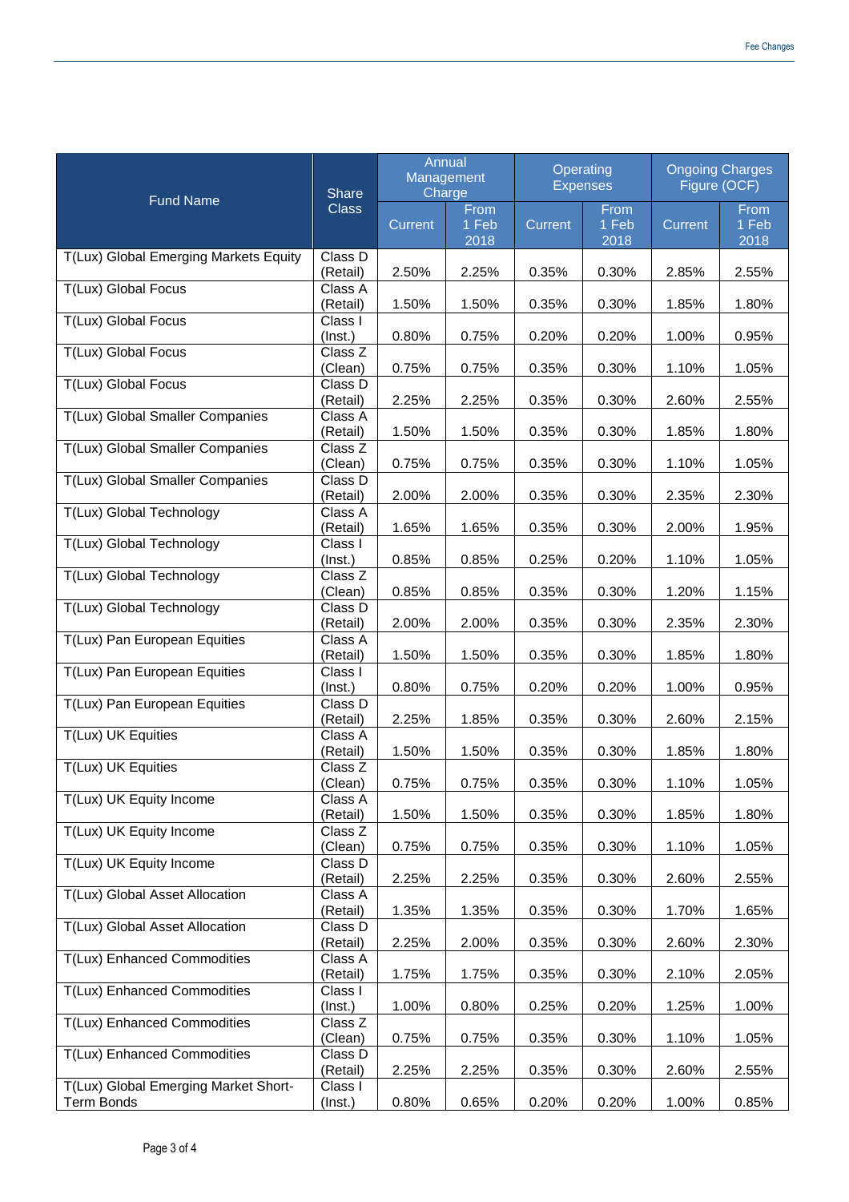| Fund Name | Share Class | Annual Management Charge | | Operating Expenses | | Ongoing Charges Figure (OCF) | |
|---|---|---|---|---|---|---|---|
| | | Current | From 1 Feb 2018 | Current | From 1 Feb 2018 | Current | From 1 Feb 2018 |
| T(Lux) Global Emerging Markets Equity | Class D (Retail) | 2.50% | 2.25% | 0.35% | 0.30% | 2.85% | 2.55% |
| T(Lux) Global Focus | Class A (Retail) | 1.50% | 1.50% | 0.35% | 0.30% | 1.85% | 1.80% |
| T(Lux) Global Focus | Class I (Inst.) | 0.80% | 0.75% | 0.20% | 0.20% | 1.00% | 0.95% |
| T(Lux) Global Focus | Class Z (Clean) | 0.75% | 0.75% | 0.35% | 0.30% | 1.10% | 1.05% |
| T(Lux) Global Focus | Class D (Retail) | 2.25% | 2.25% | 0.35% | 0.30% | 2.60% | 2.55% |
| T(Lux) Global Smaller Companies | Class A (Retail) | 1.50% | 1.50% | 0.35% | 0.30% | 1.85% | 1.80% |
| T(Lux) Global Smaller Companies | Class Z (Clean) | 0.75% | 0.75% | 0.35% | 0.30% | 1.10% | 1.05% |
| T(Lux) Global Smaller Companies | Class D (Retail) | 2.00% | 2.00% | 0.35% | 0.30% | 2.35% | 2.30% |
| T(Lux) Global Technology | Class A (Retail) | 1.65% | 1.65% | 0.35% | 0.30% | 2.00% | 1.95% |
| T(Lux) Global Technology | Class I (Inst.) | 0.85% | 0.85% | 0.25% | 0.20% | 1.10% | 1.05% |
| T(Lux) Global Technology | Class Z (Clean) | 0.85% | 0.85% | 0.35% | 0.30% | 1.20% | 1.15% |
| T(Lux) Global Technology | Class D (Retail) | 2.00% | 2.00% | 0.35% | 0.30% | 2.35% | 2.30% |
| T(Lux) Pan European Equities | Class A (Retail) | 1.50% | 1.50% | 0.35% | 0.30% | 1.85% | 1.80% |
| T(Lux) Pan European Equities | Class I (Inst.) | 0.80% | 0.75% | 0.20% | 0.20% | 1.00% | 0.95% |
| T(Lux) Pan European Equities | Class D (Retail) | 2.25% | 1.85% | 0.35% | 0.30% | 2.60% | 2.15% |
| T(Lux) UK Equities | Class A (Retail) | 1.50% | 1.50% | 0.35% | 0.30% | 1.85% | 1.80% |
| T(Lux) UK Equities | Class Z (Clean) | 0.75% | 0.75% | 0.35% | 0.30% | 1.10% | 1.05% |
| T(Lux) UK Equity Income | Class A (Retail) | 1.50% | 1.50% | 0.35% | 0.30% | 1.85% | 1.80% |
| T(Lux) UK Equity Income | Class Z (Clean) | 0.75% | 0.75% | 0.35% | 0.30% | 1.10% | 1.05% |
| T(Lux) UK Equity Income | Class D (Retail) | 2.25% | 2.25% | 0.35% | 0.30% | 2.60% | 2.55% |
| T(Lux) Global Asset Allocation | Class A (Retail) | 1.35% | 1.35% | 0.35% | 0.30% | 1.70% | 1.65% |
| T(Lux) Global Asset Allocation | Class D (Retail) | 2.25% | 2.00% | 0.35% | 0.30% | 2.60% | 2.30% |
| T(Lux) Enhanced Commodities | Class A (Retail) | 1.75% | 1.75% | 0.35% | 0.30% | 2.10% | 2.05% |
| T(Lux) Enhanced Commodities | Class I (Inst.) | 1.00% | 0.80% | 0.25% | 0.20% | 1.25% | 1.00% |
| T(Lux) Enhanced Commodities | Class Z (Clean) | 0.75% | 0.75% | 0.35% | 0.30% | 1.10% | 1.05% |
| T(Lux) Enhanced Commodities | Class D (Retail) | 2.25% | 2.25% | 0.35% | 0.30% | 2.60% | 2.55% |
| T(Lux) Global Emerging Market Short-Term Bonds | Class I (Inst.) | 0.80% | 0.65% | 0.20% | 0.20% | 1.00% | 0.85% |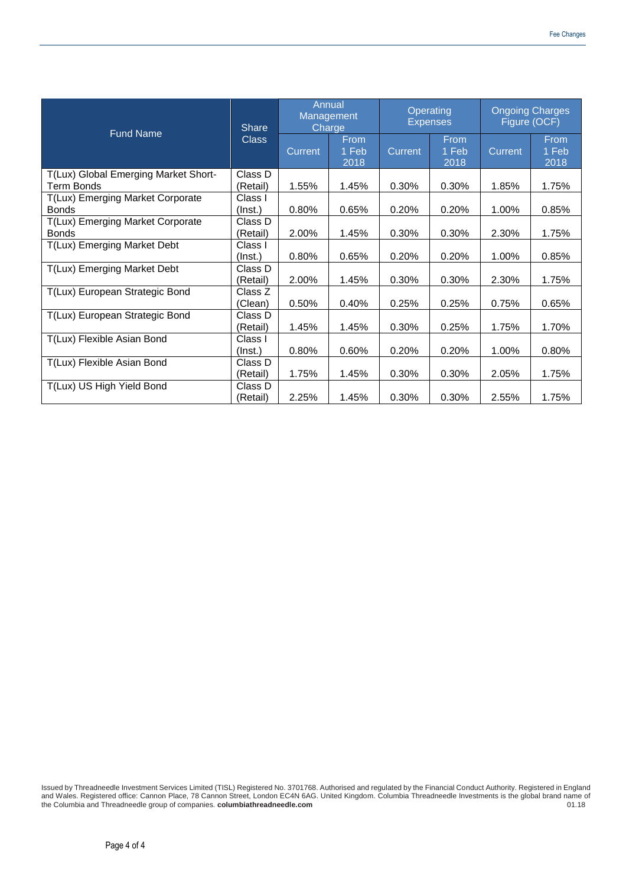| Fund Name | Share Class | Annual Management Charge | | Operating Expenses | | Ongoing Charges Figure (OCF) | |
|---|---|---|---|---|---|---|---|
| | | Current | From 1 Feb 2018 | Current | From 1 Feb 2018 | Current | From 1 Feb 2018 |
| T(Lux) Global Emerging Market Short-Term Bonds | Class D (Retail) | 1.55% | 1.45% | 0.30% | 0.30% | 1.85% | 1.75% |
| T(Lux) Emerging Market Corporate Bonds | Class I (Inst.) | 0.80% | 0.65% | 0.20% | 0.20% | 1.00% | 0.85% |
| T(Lux) Emerging Market Corporate Bonds | Class D (Retail) | 2.00% | 1.45% | 0.30% | 0.30% | 2.30% | 1.75% |
| T(Lux) Emerging Market Debt | Class I (Inst.) | 0.80% | 0.65% | 0.20% | 0.20% | 1.00% | 0.85% |
| T(Lux) Emerging Market Debt | Class D (Retail) | 2.00% | 1.45% | 0.30% | 0.30% | 2.30% | 1.75% |
| T(Lux) European Strategic Bond | Class Z (Clean) | 0.50% | 0.40% | 0.25% | 0.25% | 0.75% | 0.65% |
| T(Lux) European Strategic Bond | Class D (Retail) | 1.45% | 1.45% | 0.30% | 0.25% | 1.75% | 1.70% |
| T(Lux) Flexible Asian Bond | Class I (Inst.) | 0.80% | 0.60% | 0.20% | 0.20% | 1.00% | 0.80% |
| T(Lux) Flexible Asian Bond | Class D (Retail) | 1.75% | 1.45% | 0.30% | 0.30% | 2.05% | 1.75% |
| T(Lux) US High Yield Bond | Class D (Retail) | 2.25% | 1.45% | 0.30% | 0.30% | 2.55% | 1.75% |

Issued by Threadneedle Investment Services Limited (TISL) Registered No. 3701768. Authorised and regulated by the Financial Conduct Authority. Registered in England and Wales. Registered office: Cannon Place, 78 Cannon Street, London EC4N 6AG. United Kingdom. Columbia Threadneedle Investments is the global brand name of the Columbia and Threadneedle group of companies. **columbiathreadneedle.com** 01.18